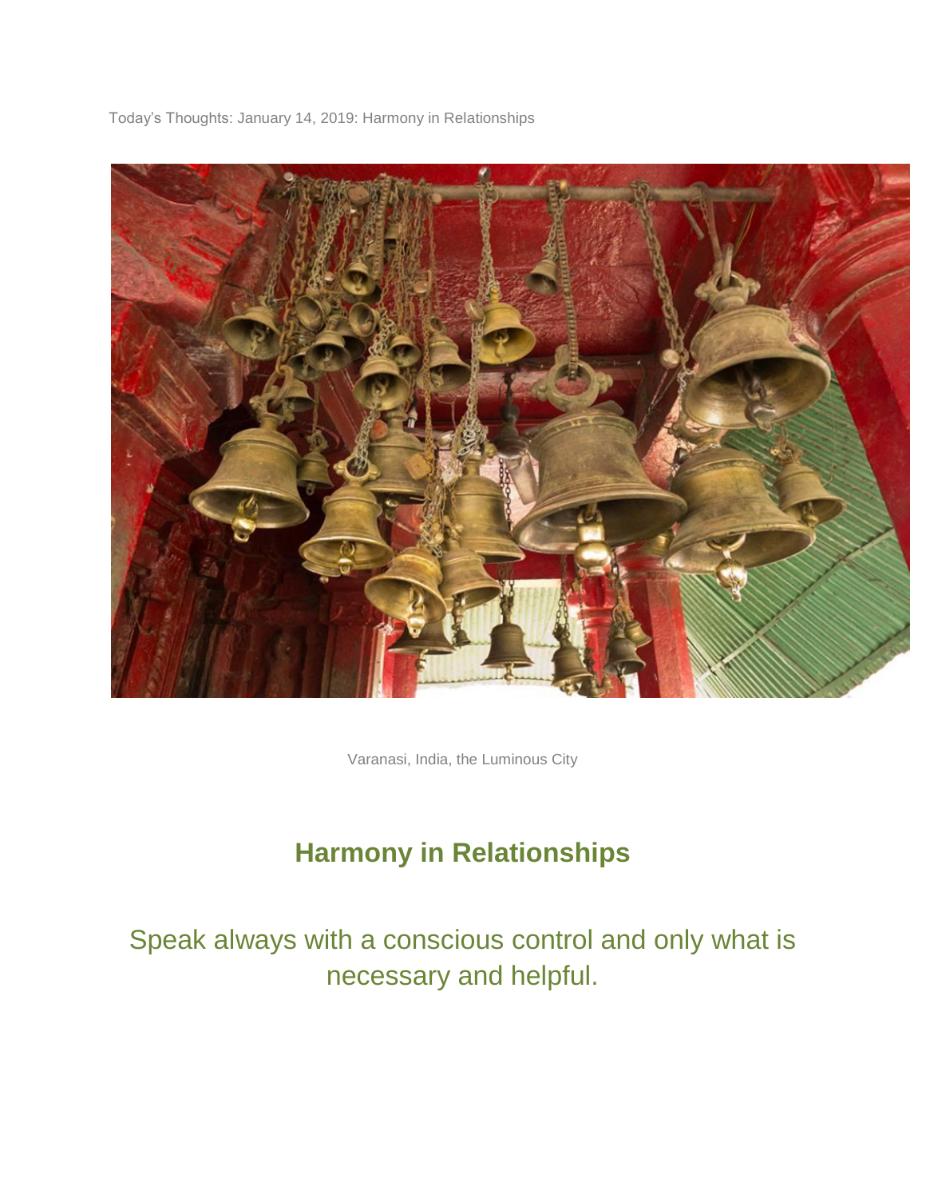Today's Thoughts: January 14, 2019: Harmony in Relationships

Varanasi, India, the Luminous City

## Harmony in Relationships

Speak always with a conscious control and only what is necessary and helpful.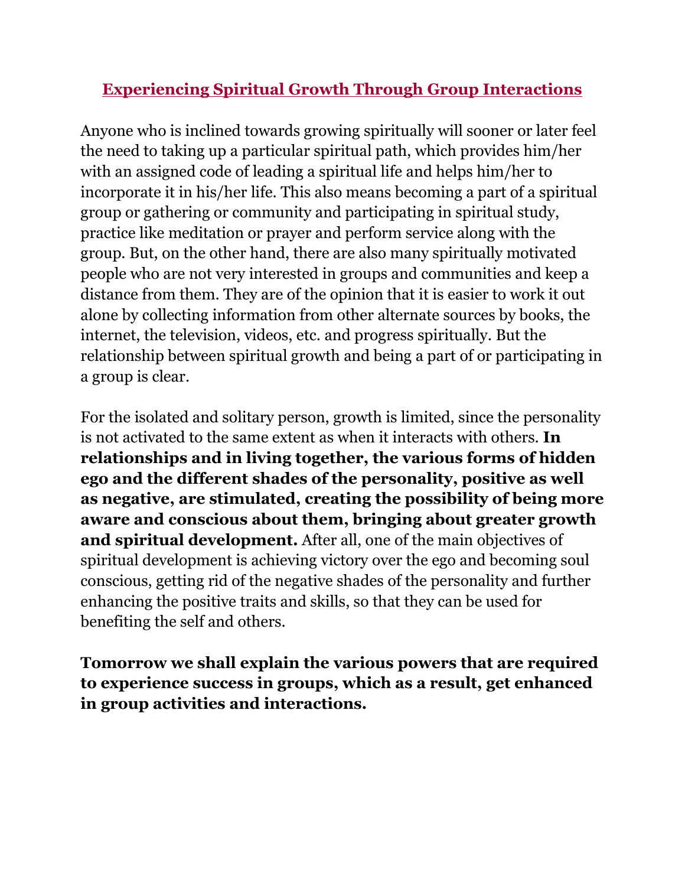## Experiencing Spiritual Growth Through Group Interactions

Anyone who is inclined towards growing spiritually will sooner or later feel the need to taking up a particular spiritual path, which provides him/her with an assigned code of leading a spiritual life and helps him/her to incorporate it in his/her life. This also means becoming a part of a spiritual group or gathering or community and participating in spiritual study, practice like meditation or prayer and perform service along with the group. But, on the other hand, there are also many spiritually motivated people who are not very interested in groups and communities and keep a distance from them. They are of the opinion that it is easier to work it out alone by collecting information from other alternate sources by books, the internet, the television, videos, etc. and progress spiritually. But the relationship between spiritual growth and being a part of or participating in a group is clear.

For the isolated and solitary person, growth is limited, since the personality is not activated to the same extent as when it interacts with others. **In relationships and in living together, the various forms of hidden ego and the different shades of the personality, positive as well as negative, are stimulated, creating the possibility of being more aware and conscious about them, bringing about greater growth and spiritual development.** After all, one of the main objectives of spiritual development is achieving victory over the ego and becoming soul conscious, getting rid of the negative shades of the personality and further enhancing the positive traits and skills, so that they can be used for benefiting the self and others.

**Tomorrow we shall explain the various powers that are required to experience success in groups, which as a result, get enhanced in group activities and interactions.**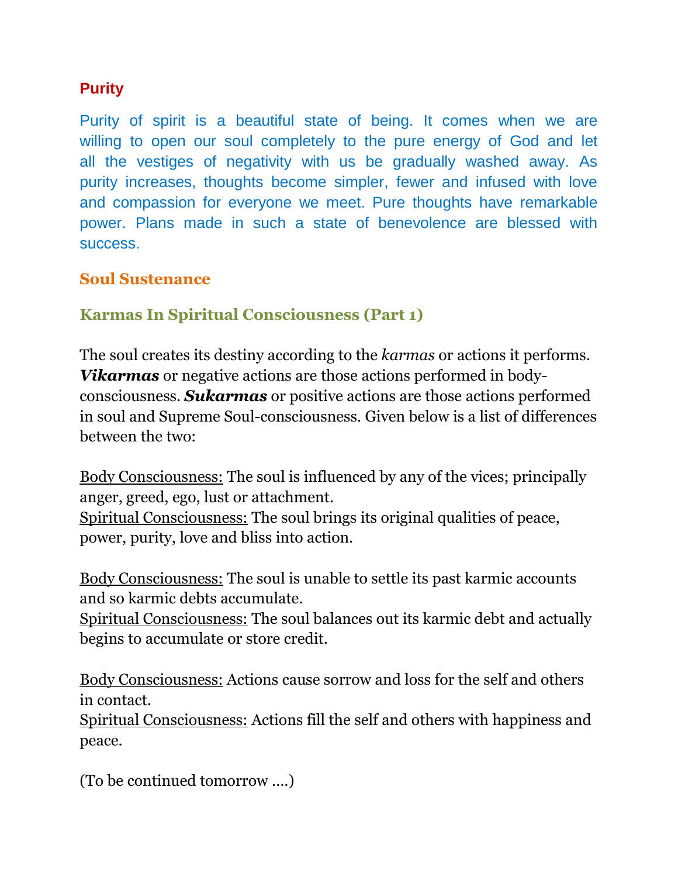## Purity

Purity of spirit is a beautiful state of being. It comes when we are willing to open our soul completely to the pure energy of God and let all the vestiges of negativity with us be gradually washed away. As purity increases, thoughts become simpler, fewer and infused with love and compassion for everyone we meet. Pure thoughts have remarkable power. Plans made in such a state of benevolence are blessed with success.

## Soul Sustenance

### Karmas In Spiritual Consciousness (Part 1)

The soul creates its destiny according to the *karmas* or actions it performs. ***Vikarmas*** or negative actions are those actions performed in body-consciousness. ***Sukarmas*** or positive actions are those actions performed in soul and Supreme Soul-consciousness. Given below is a list of differences between the two:

Body Consciousness: The soul is influenced by any of the vices; principally anger, greed, ego, lust or attachment.
Spiritual Consciousness: The soul brings its original qualities of peace, power, purity, love and bliss into action.

Body Consciousness: The soul is unable to settle its past karmic accounts and so karmic debts accumulate.
Spiritual Consciousness: The soul balances out its karmic debt and actually begins to accumulate or store credit.

Body Consciousness: Actions cause sorrow and loss for the self and others in contact.
Spiritual Consciousness: Actions fill the self and others with happiness and peace.

(To be continued tomorrow ….)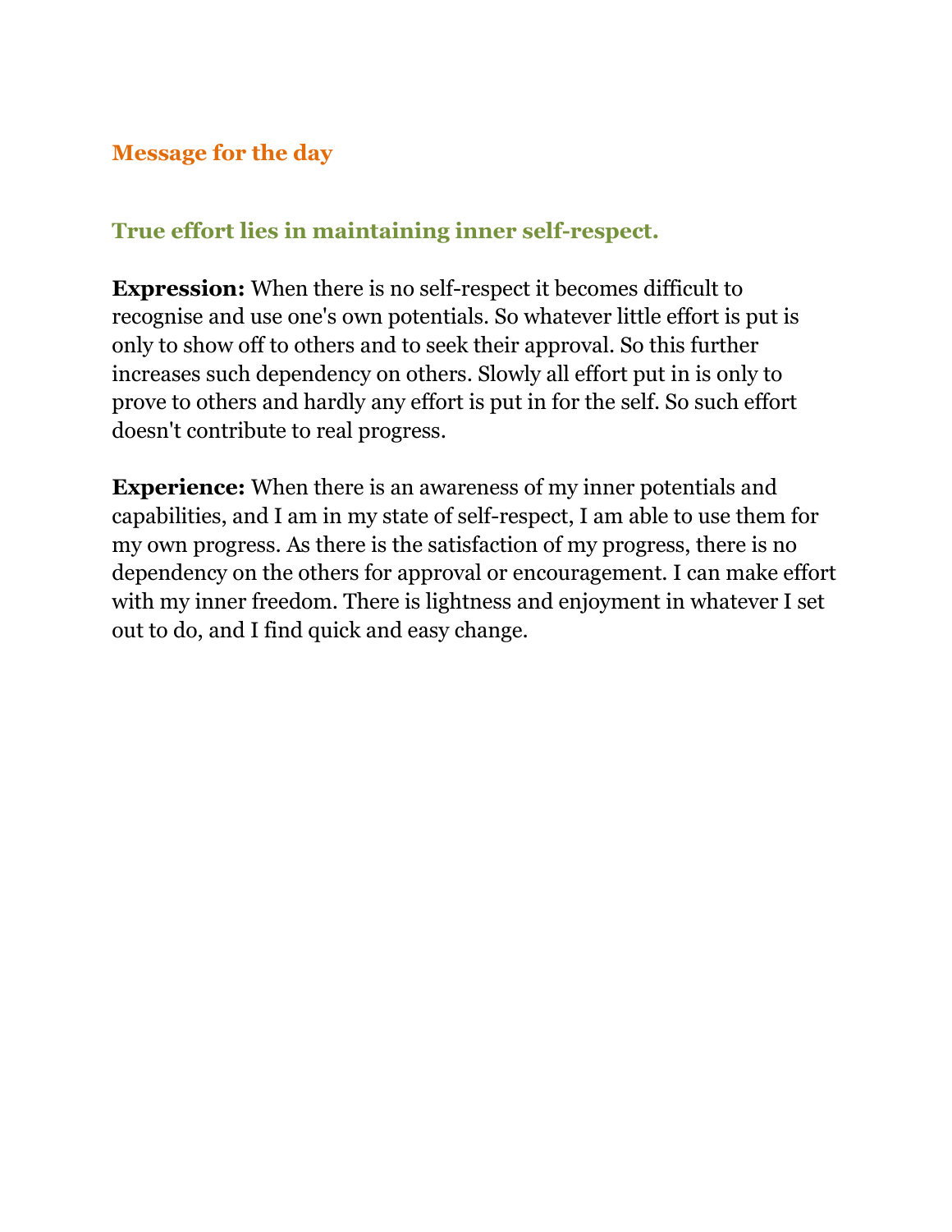## Message for the day

### True effort lies in maintaining inner self-respect.

**Expression:** When there is no self-respect it becomes difficult to recognise and use one's own potentials. So whatever little effort is put is only to show off to others and to seek their approval. So this further increases such dependency on others. Slowly all effort put in is only to prove to others and hardly any effort is put in for the self. So such effort doesn't contribute to real progress.

**Experience:** When there is an awareness of my inner potentials and capabilities, and I am in my state of self-respect, I am able to use them for my own progress. As there is the satisfaction of my progress, there is no dependency on the others for approval or encouragement. I can make effort with my inner freedom. There is lightness and enjoyment in whatever I set out to do, and I find quick and easy change.